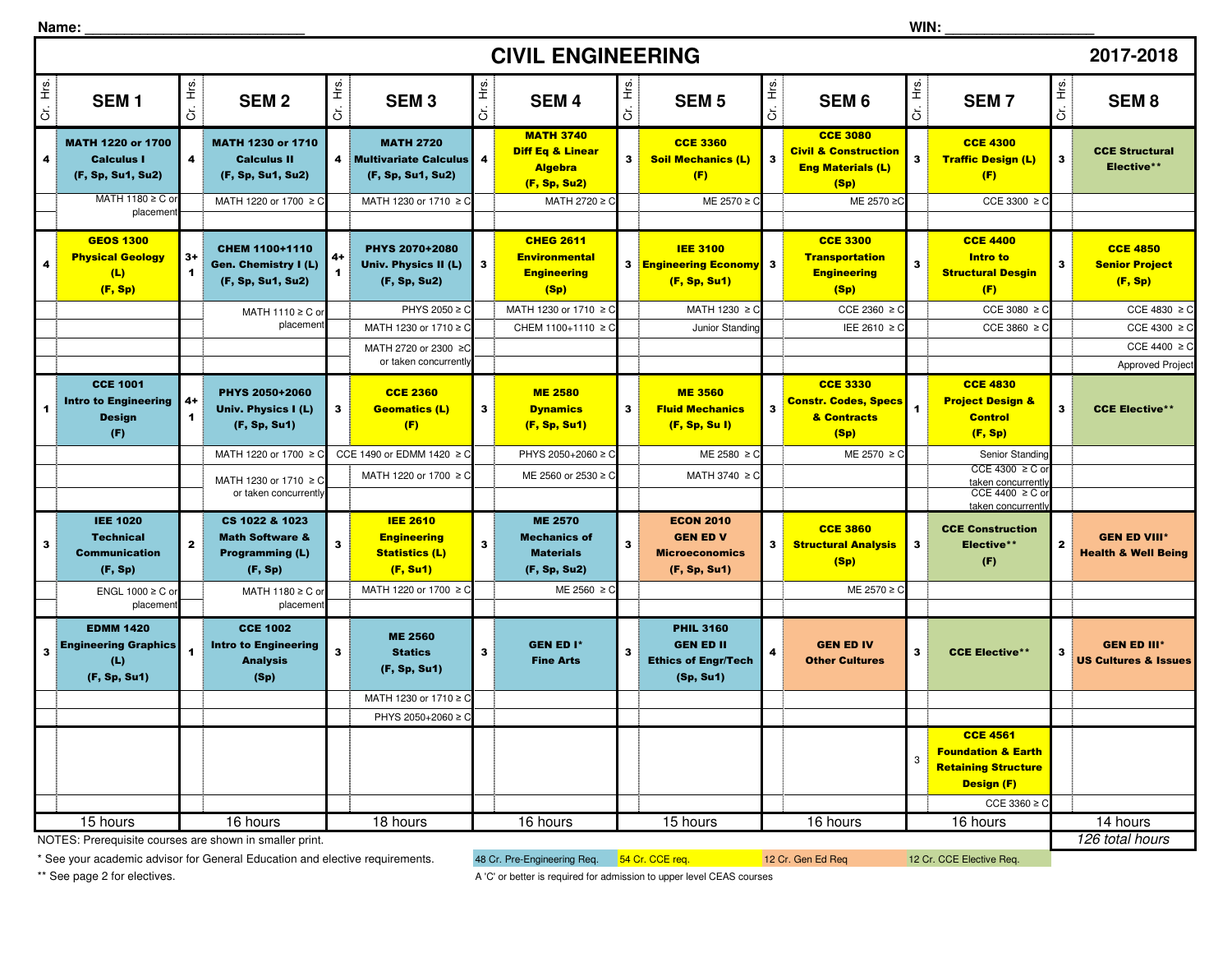Name: ___________________________ WIN: ___________________

# CIVIL ENGINEERING

**2017-2018**

| Cr. Hrs. | SEM 1 | Cr. Hrs. | SEM 2 | Cr. Hrs. | SEM 3 | Cr. Hrs. | SEM 4 | Cr. Hrs. | SEM 5 | Cr. Hrs. | SEM 6 | Cr. Hrs. | SEM 7 | Cr. Hrs. | SEM 8 |
|---|---|---|---|---|---|---|---|---|---|---|---|---|---|---|---|
| 4 | **MATH 1220 or 1700 Calculus I (F, Sp, Su1, Su2)** | 4 | **MATH 1230 or 1710 Calculus II (F, Sp, Su1, Su2)** | 4 | **MATH 2720 Multivariate Calculus (F, Sp, Su1, Su2)** | 4 | **MATH 3740 Diff Eq & Linear Algebra (F, Sp, Su2)** | 3 | **CCE 3360 Soil Mechanics (L) (F)** | 3 | **CCE 3080 Civil & Construction Eng Materials (L) (Sp)** | 3 | **CCE 4300 Traffic Design (L) (F)** | 3 | **CCE Structural Elective**** |
| | MATH 1180 ≥ C or placement | | MATH 1220 or 1700 ≥ C | | MATH 1230 or 1710 ≥ C | | MATH 2720 ≥ C | | ME 2570 ≥ C | | ME 2570 ≥C | | CCE 3300 ≥ C | | |
| 4 | **GEOS 1300 Physical Geology (L) (F, Sp)** | 3+ 1 | **CHEM 1100+1110 Gen. Chemistry I (L) (F, Sp, Su1, Su2)** | 4+ 1 | **PHYS 2070+2080 Univ. Physics II (L) (F, Sp, Su2)** | 3 | **CHEG 2611 Environmental Engineering (Sp)** | 3 | **IEE 3100 Engineering Economy (F, Sp, Su1)** | 3 | **CCE 3300 Transportation Engineering (Sp)** | 3 | **CCE 4400 Intro to Structural Desgin (F)** | 3 | **CCE 4850 Senior Project (F, Sp)** |
| | | | MATH 1110 ≥ C or placement | | PHYS 2050 ≥ C | | MATH 1230 or 1710 ≥ C | | MATH 1230 ≥ C | | CCE 2360 ≥ C | | CCE 3080 ≥ C | | CCE 4830 ≥ C |
| | | | | | MATH 1230 or 1710 ≥ C | | CHEM 1100+1110 ≥ C | | Junior Standing | | IEE 2610 ≥ C | | CCE 3860 ≥ C | | CCE 4300 ≥ C |
| | | | | | MATH 2720 or 2300 ≥C or taken concurrently | | | | | | | | | | CCE 4400 ≥ C |
| | | | | | | | | | | | | | | | Approved Project |
| 1 | **CCE 1001 Intro to Engineering Design (F)** | 4+ 1 | **PHYS 2050+2060 Univ. Physics I (L) (F, Sp, Su1)** | 3 | **CCE 2360 Geomatics (L) (F)** | 3 | **ME 2580 Dynamics (F, Sp, Su1)** | 3 | **ME 3560 Fluid Mechanics (F, Sp, Su I)** | 3 | **CCE 3330 Constr. Codes, Specs & Contracts (Sp)** | 1 | **CCE 4830 Project Design & Control (F, Sp)** | 3 | **CCE Elective**** |
| | | | MATH 1220 or 1700 ≥ C | | CCE 1490 or EDMM 1420 ≥ C | | PHYS 2050+2060 ≥ C | | ME 2580 ≥ C | | ME 2570 ≥ C | | Senior Standing | | |
| | | | MATH 1230 or 1710 ≥ C or taken concurrently | | MATH 1220 or 1700 ≥ C | | ME 2560 or 2530 ≥ C | | MATH 3740 ≥ C | | | | CCE 4300 ≥ C or taken concurrently | | |
| | | | | | | | | | | | | | CCE 4400 ≥ C or taken concurrently | | |
| 3 | **IEE 1020 Technical Communication (F, Sp)** | 2 | **CS 1022 & 1023 Math Software & Programming (L) (F, Sp)** | 3 | **IEE 2610 Engineering Statistics (L) (F, Su1)** | 3 | **ME 2570 Mechanics of Materials (F, Sp, Su2)** | 3 | **ECON 2010 GEN ED V Microeconomics (F, Sp, Su1)** | 3 | **CCE 3860 Structural Analysis (Sp)** | 3 | **CCE Construction Elective** (F)** | 2 | **GEN ED VIII* Health & Well Being** |
| | ENGL 1000 ≥ C or placement | | MATH 1180 ≥ C or placement | | MATH 1220 or 1700 ≥ C | | ME 2560 ≥ C | | | | ME 2570 ≥ C | | | | |
| 3 | **EDMM 1420 Engineering Graphics (L) (F, Sp, Su1)** | 1 | **CCE 1002 Intro to Engineering Analysis (Sp)** | 3 | **ME 2560 Statics (F, Sp, Su1)** | 3 | **GEN ED I* Fine Arts** | 3 | **PHIL 3160 GEN ED II Ethics of Engr/Tech (Sp, Su1)** | 4 | **GEN ED IV Other Cultures** | 3 | **CCE Elective**** | 3 | **GEN ED III* US Cultures & Issues** |
| | | | | | MATH 1230 or 1710 ≥ C | | | | | | | | | | |
| | | | | | PHYS 2050+2060 ≥ C | | | | | | | | | | |
| | | | | | | | | | | | | 3 | **CCE 4561 Foundation & Earth Retaining Structure Design (F)** | | |
| | | | | | | | | | | | | | CCE 3360 ≥ C | | |
| | 15 hours | | 16 hours | | 18 hours | | 16 hours | | 15 hours | | 16 hours | | 16 hours | | 14 hours |
| | | | | | | | | | | | | | | | *126 total hours* |

NOTES: Prerequisite courses are shown in smaller print.

\* See your academic advisor for General Education and elective requirements.

\** See page 2 for electives.

48 Cr. Pre-Engineering Req. | 54 Cr. CCE req. | 12 Cr. Gen Ed Req | 12 Cr. CCE Elective Req.

A 'C' or better is required for admission to upper level CEAS courses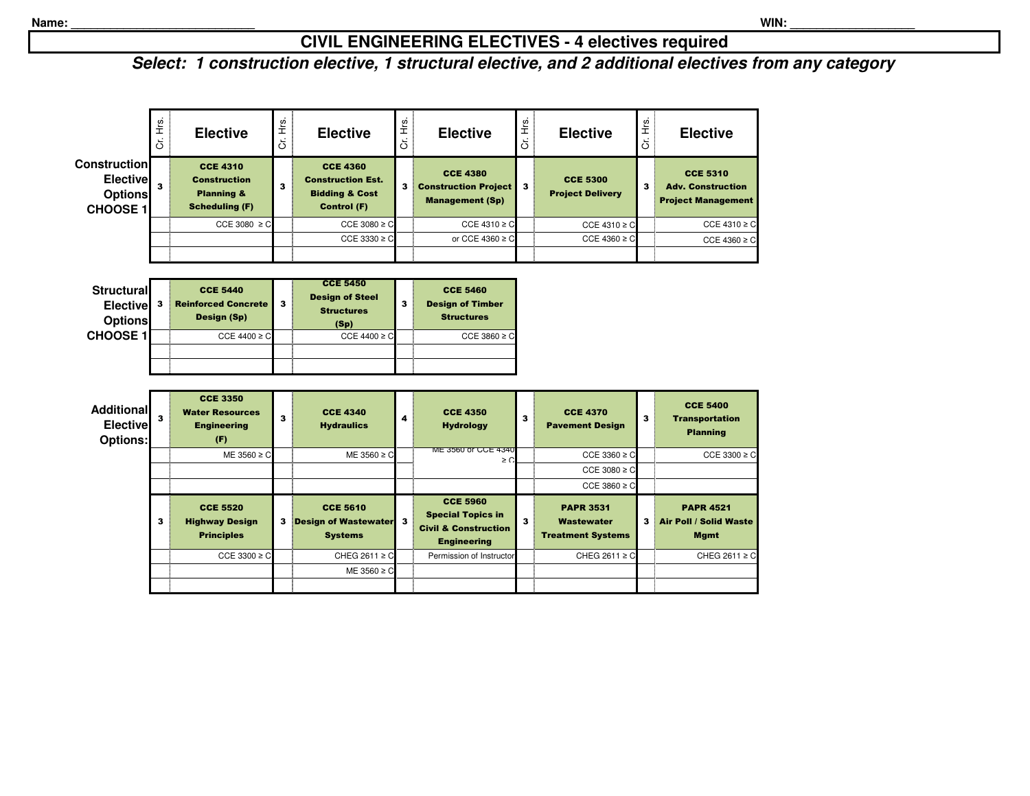Name: ____________________________ WIN: ____________________

# CIVIL ENGINEERING ELECTIVES - 4 electives required

***Select: 1 construction elective, 1 structural elective, and 2 additional electives from any category***

**Construction Elective Options CHOOSE 1**

| Cr. Hrs. | Elective | Cr. Hrs. | Elective | Cr. Hrs. | Elective | Cr. Hrs. | Elective | Cr. Hrs. | Elective |
|---|---|---|---|---|---|---|---|---|---|
| 3 | **CCE 4310 Construction Planning & Scheduling (F)** | 3 | **CCE 4360 Construction Est. Bidding & Cost Control (F)** | 3 | **CCE 4380 Construction Project Management (Sp)** | 3 | **CCE 5300 Project Delivery** | 3 | **CCE 5310 Adv. Construction Project Management** |
| | CCE 3080 ≥ C | | CCE 3080 ≥ C | | CCE 4310 ≥ C | | CCE 4310 ≥ C | | CCE 4310 ≥ C |
| | | | CCE 3330 ≥ C | | or CCE 4360 ≥ C | | CCE 4360 ≥ C | | CCE 4360 ≥ C |
| | | | | | | | | | |

**Structural Elective Options CHOOSE 1**

| Cr. Hrs. | Elective | Cr. Hrs. | Elective | Cr. Hrs. | Elective |
|---|---|---|---|---|---|
| 3 | **CCE 5440 Reinforced Concrete Design (Sp)** | 3 | **CCE 5450 Design of Steel Structures (Sp)** | 3 | **CCE 5460 Design of Timber Structures** |
| | CCE 4400 ≥ C | | CCE 4400 ≥ C | | CCE 3860 ≥ C |
| | | | | | |
| | | | | | |

**Additional Elective Options:**

| Cr. Hrs. | Elective | Cr. Hrs. | Elective | Cr. Hrs. | Elective | Cr. Hrs. | Elective | Cr. Hrs. | Elective |
|---|---|---|---|---|---|---|---|---|---|
| 3 | **CCE 3350 Water Resources Engineering (F)** | 3 | **CCE 4340 Hydraulics** | 4 | **CCE 4350 Hydrology** | 3 | **CCE 4370 Pavement Design** | 3 | **CCE 5400 Transportation Planning** |
| | ME 3560 ≥ C | | ME 3560 ≥ C | | ME 3560 or CCE 4340 ≥ C | | CCE 3360 ≥ C | | CCE 3300 ≥ C |
| | | | | | | | CCE 3080 ≥ C | | |
| | | | | | | | CCE 3860 ≥ C | | |
| 3 | **CCE 5520 Highway Design Principles** | 3 | **CCE 5610 Design of Wastewater Systems** | 3 | **CCE 5960 Special Topics in Civil & Construction Engineering** | 3 | **PAPR 3531 Wastewater Treatment Systems** | 3 | **PAPR 4521 Air Poll / Solid Waste Mgmt** |
| | CCE 3300 ≥ C | | CHEG 2611 ≥ C | | Permission of Instructor | | CHEG 2611 ≥ C | | CHEG 2611 ≥ C |
| | | | ME 3560 ≥ C | | | | | | |
| | | | | | | | | | |